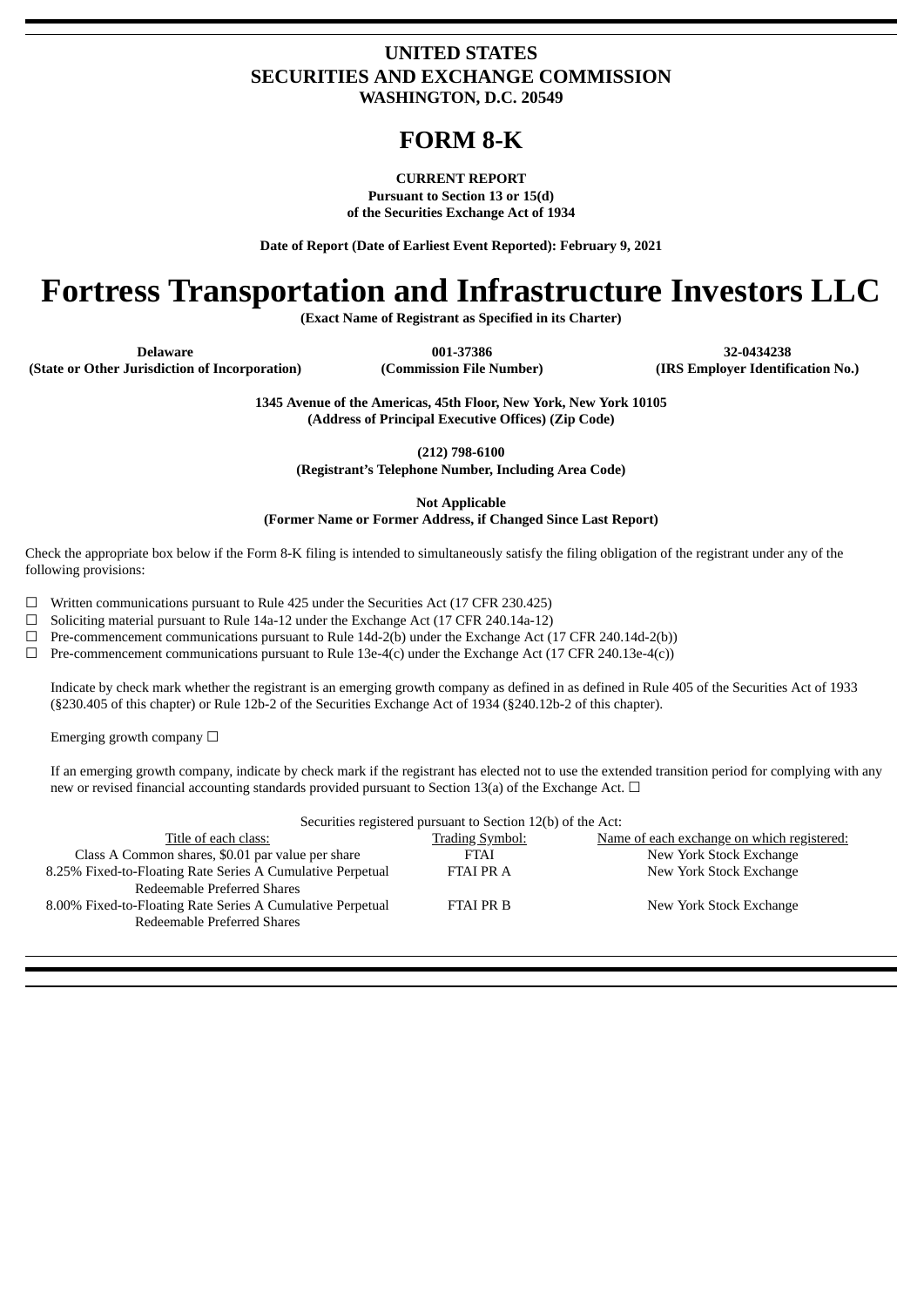# UNITED STATES
# SECURITIES AND EXCHANGE COMMISSION
**WASHINGTON, D.C. 20549**

# FORM 8-K

**CURRENT REPORT**
**Pursuant to Section 13 or 15(d)**
**of the Securities Exchange Act of 1934**

**Date of Report (Date of Earliest Event Reported): February 9, 2021**

# Fortress Transportation and Infrastructure Investors LLC

**(Exact Name of Registrant as Specified in its Charter)**

| Delaware | 001-37386 | 32-0434238 |
|---|---|---|
| (State or Other Jurisdiction of Incorporation) | (Commission File Number) | (IRS Employer Identification No.) |

**1345 Avenue of the Americas, 45th Floor, New York, New York 10105**
**(Address of Principal Executive Offices) (Zip Code)**

**(212) 798-6100**
**(Registrant's Telephone Number, Including Area Code)**

**Not Applicable**
**(Former Name or Former Address, if Changed Since Last Report)**

Check the appropriate box below if the Form 8-K filing is intended to simultaneously satisfy the filing obligation of the registrant under any of the following provisions:

☐ Written communications pursuant to Rule 425 under the Securities Act (17 CFR 230.425)
☐ Soliciting material pursuant to Rule 14a-12 under the Exchange Act (17 CFR 240.14a-12)
☐ Pre-commencement communications pursuant to Rule 14d-2(b) under the Exchange Act (17 CFR 240.14d-2(b))
☐ Pre-commencement communications pursuant to Rule 13e-4(c) under the Exchange Act (17 CFR 240.13e-4(c))

Indicate by check mark whether the registrant is an emerging growth company as defined in as defined in Rule 405 of the Securities Act of 1933 (§230.405 of this chapter) or Rule 12b-2 of the Securities Exchange Act of 1934 (§240.12b-2 of this chapter).

Emerging growth company ☐

If an emerging growth company, indicate by check mark if the registrant has elected not to use the extended transition period for complying with any new or revised financial accounting standards provided pursuant to Section 13(a) of the Exchange Act. ☐

Securities registered pursuant to Section 12(b) of the Act:

| Title of each class: | Trading Symbol: | Name of each exchange on which registered: |
|---|---|---|
| Class A Common shares, $0.01 par value per share | FTAI | New York Stock Exchange |
| 8.25% Fixed-to-Floating Rate Series A Cumulative Perpetual Redeemable Preferred Shares | FTAI PR A | New York Stock Exchange |
| 8.00% Fixed-to-Floating Rate Series A Cumulative Perpetual Redeemable Preferred Shares | FTAI PR B | New York Stock Exchange |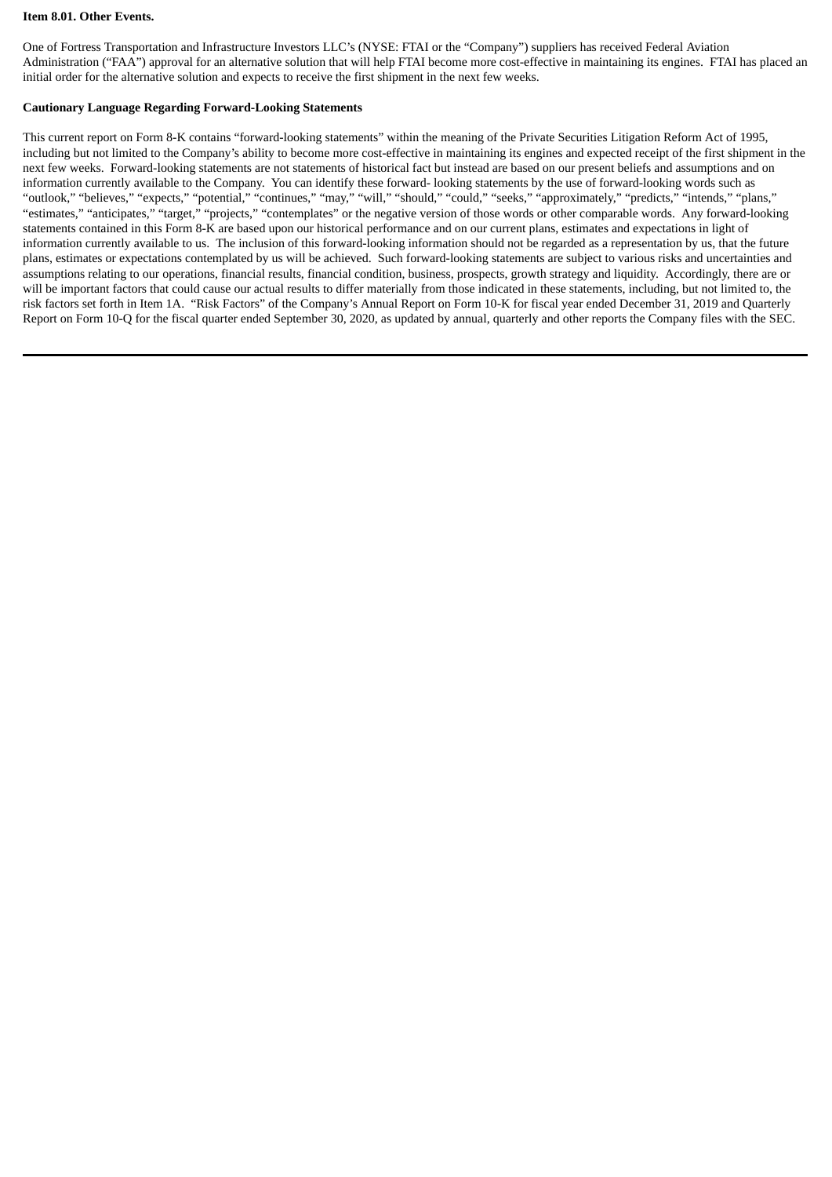**Item 8.01. Other Events.**

One of Fortress Transportation and Infrastructure Investors LLC's (NYSE: FTAI or the "Company") suppliers has received Federal Aviation Administration ("FAA") approval for an alternative solution that will help FTAI become more cost-effective in maintaining its engines. FTAI has placed an initial order for the alternative solution and expects to receive the first shipment in the next few weeks.

**Cautionary Language Regarding Forward-Looking Statements**

This current report on Form 8-K contains "forward-looking statements" within the meaning of the Private Securities Litigation Reform Act of 1995, including but not limited to the Company's ability to become more cost-effective in maintaining its engines and expected receipt of the first shipment in the next few weeks. Forward-looking statements are not statements of historical fact but instead are based on our present beliefs and assumptions and on information currently available to the Company. You can identify these forward- looking statements by the use of forward-looking words such as "outlook," "believes," "expects," "potential," "continues," "may," "will," "should," "could," "seeks," "approximately," "predicts," "intends," "plans," "estimates," "anticipates," "target," "projects," "contemplates" or the negative version of those words or other comparable words. Any forward-looking statements contained in this Form 8-K are based upon our historical performance and on our current plans, estimates and expectations in light of information currently available to us. The inclusion of this forward-looking information should not be regarded as a representation by us, that the future plans, estimates or expectations contemplated by us will be achieved. Such forward-looking statements are subject to various risks and uncertainties and assumptions relating to our operations, financial results, financial condition, business, prospects, growth strategy and liquidity. Accordingly, there are or will be important factors that could cause our actual results to differ materially from those indicated in these statements, including, but not limited to, the risk factors set forth in Item 1A. "Risk Factors" of the Company's Annual Report on Form 10-K for fiscal year ended December 31, 2019 and Quarterly Report on Form 10-Q for the fiscal quarter ended September 30, 2020, as updated by annual, quarterly and other reports the Company files with the SEC.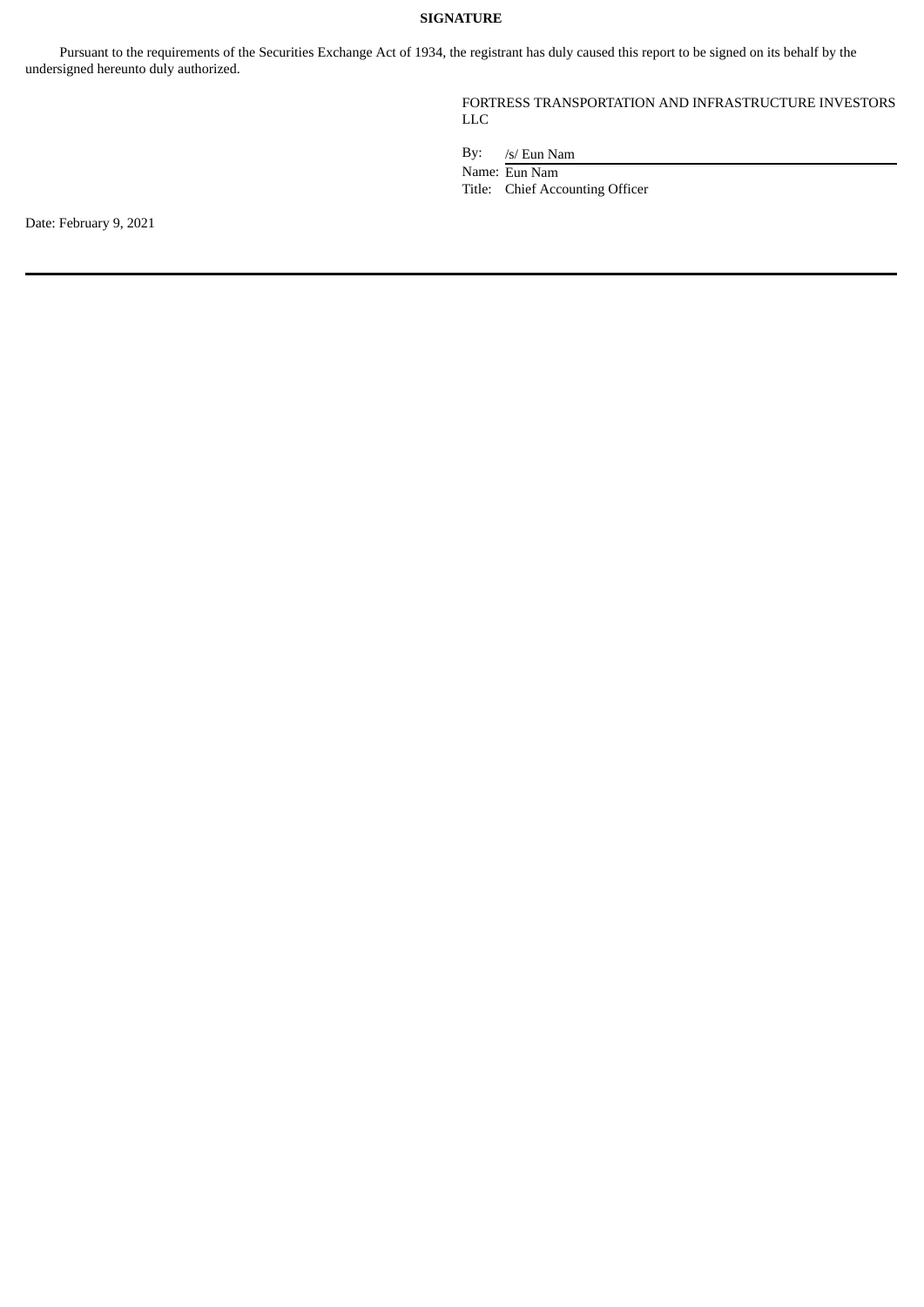**SIGNATURE**

Pursuant to the requirements of the Securities Exchange Act of 1934, the registrant has duly caused this report to be signed on its behalf by the undersigned hereunto duly authorized.

FORTRESS TRANSPORTATION AND INFRASTRUCTURE INVESTORS LLC

By: /s/ Eun Nam

Name: Eun Nam

Title: Chief Accounting Officer

Date: February 9, 2021